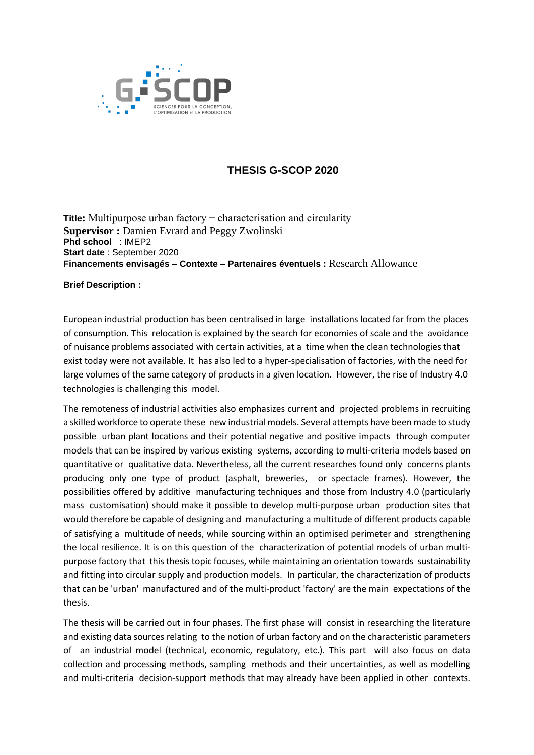# THESIS G-SCOP 2020

**Title:** Multipurpose urban factory − characterisation and circularity
**Supervisor :** Damien Evrard and Peggy Zwolinski
**Phd school** : IMEP2
**Start date** : September 2020
**Financements envisagés – Contexte – Partenaires éventuels :** Research Allowance

**Brief Description :**

European industrial production has been centralised in large installations located far from the places of consumption. This relocation is explained by the search for economies of scale and the avoidance of nuisance problems associated with certain activities, at a time when the clean technologies that exist today were not available. It has also led to a hyper-specialisation of factories, with the need for large volumes of the same category of products in a given location. However, the rise of Industry 4.0 technologies is challenging this model.

The remoteness of industrial activities also emphasizes current and projected problems in recruiting a skilled workforce to operate these new industrial models. Several attempts have been made to study possible urban plant locations and their potential negative and positive impacts through computer models that can be inspired by various existing systems, according to multi-criteria models based on quantitative or qualitative data. Nevertheless, all the current researches found only concerns plants producing only one type of product (asphalt, breweries, or spectacle frames). However, the possibilities offered by additive manufacturing techniques and those from Industry 4.0 (particularly mass customisation) should make it possible to develop multi-purpose urban production sites that would therefore be capable of designing and manufacturing a multitude of different products capable of satisfying a multitude of needs, while sourcing within an optimised perimeter and strengthening the local resilience. It is on this question of the characterization of potential models of urban multi-purpose factory that this thesis topic focuses, while maintaining an orientation towards sustainability and fitting into circular supply and production models. In particular, the characterization of products that can be 'urban' manufactured and of the multi-product 'factory' are the main expectations of the thesis.

The thesis will be carried out in four phases. The first phase will consist in researching the literature and existing data sources relating to the notion of urban factory and on the characteristic parameters of an industrial model (technical, economic, regulatory, etc.). This part will also focus on data collection and processing methods, sampling methods and their uncertainties, as well as modelling and multi-criteria decision-support methods that may already have been applied in other contexts.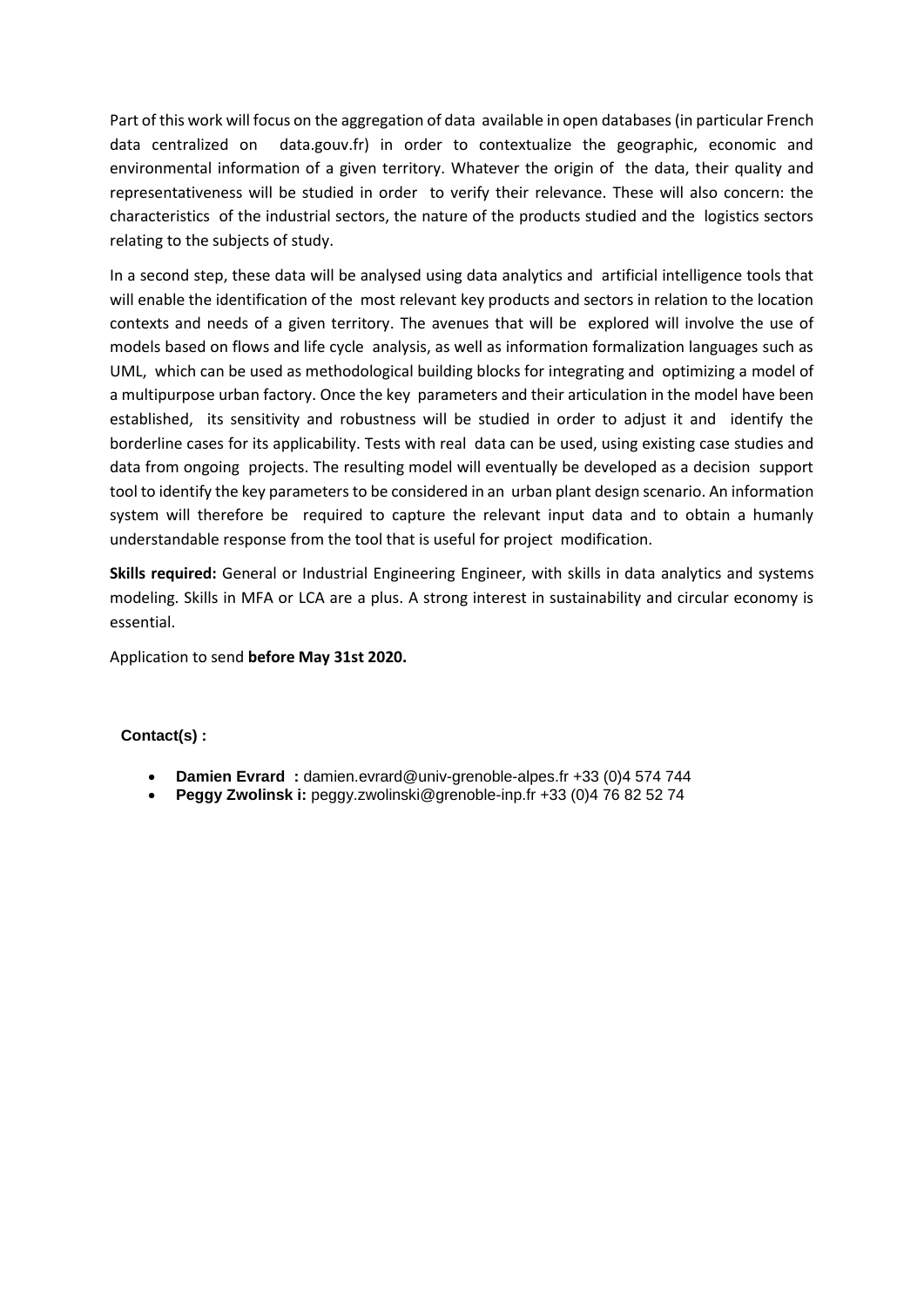Part of this work will focus on the aggregation of data available in open databases (in particular French data centralized on data.gouv.fr) in order to contextualize the geographic, economic and environmental information of a given territory. Whatever the origin of the data, their quality and representativeness will be studied in order to verify their relevance. These will also concern: the characteristics of the industrial sectors, the nature of the products studied and the logistics sectors relating to the subjects of study.

In a second step, these data will be analysed using data analytics and artificial intelligence tools that will enable the identification of the most relevant key products and sectors in relation to the location contexts and needs of a given territory. The avenues that will be explored will involve the use of models based on flows and life cycle analysis, as well as information formalization languages such as UML, which can be used as methodological building blocks for integrating and optimizing a model of a multipurpose urban factory. Once the key parameters and their articulation in the model have been established, its sensitivity and robustness will be studied in order to adjust it and identify the borderline cases for its applicability. Tests with real data can be used, using existing case studies and data from ongoing projects. The resulting model will eventually be developed as a decision support tool to identify the key parameters to be considered in an urban plant design scenario. An information system will therefore be required to capture the relevant input data and to obtain a humanly understandable response from the tool that is useful for project modification.

**Skills required:** General or Industrial Engineering Engineer, with skills in data analytics and systems modeling. Skills in MFA or LCA are a plus. A strong interest in sustainability and circular economy is essential.

Application to send **before May 31st 2020.**

**Contact(s) :**

- **Damien Evrard :** damien.evrard@univ-grenoble-alpes.fr +33 (0)4 574 744
- **Peggy Zwolinsk i:** peggy.zwolinski@grenoble-inp.fr +33 (0)4 76 82 52 74